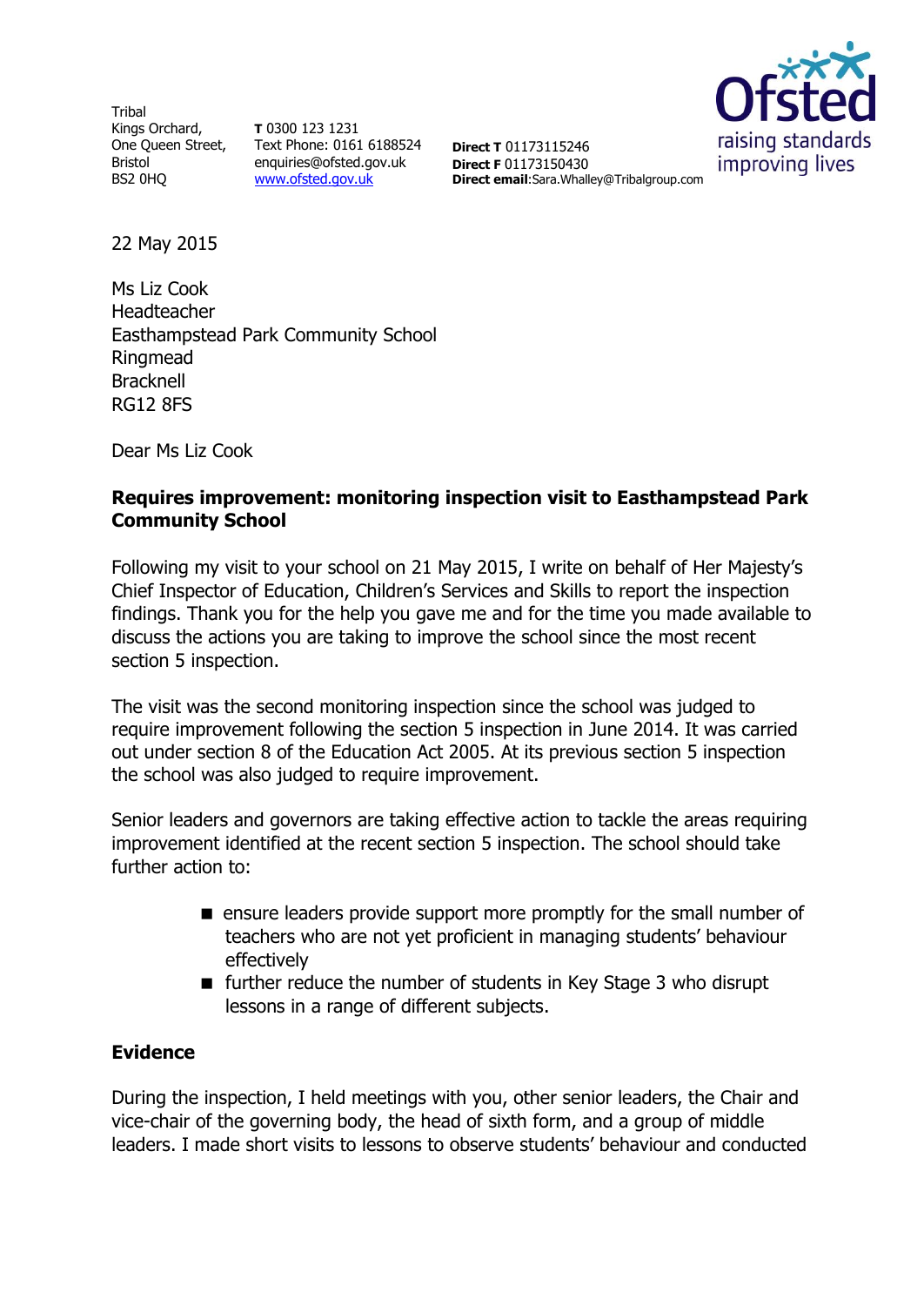Tribal
Kings Orchard,
One Queen Street,
Bristol
BS2 0HQ

**T** 0300 123 1231
Text Phone: 0161 6188524
enquiries@ofsted.gov.uk
www.ofsted.gov.uk

**Direct T** 01173115246
**Direct F** 01173150430
**Direct email**:Sara.Whalley@Tribalgroup.com

22 May 2015

Ms Liz Cook
Headteacher
Easthampstead Park Community School
Ringmead
Bracknell
RG12 8FS

Dear Ms Liz Cook

**Requires improvement: monitoring inspection visit to Easthampstead Park Community School**

Following my visit to your school on 21 May 2015, I write on behalf of Her Majesty's Chief Inspector of Education, Children's Services and Skills to report the inspection findings. Thank you for the help you gave me and for the time you made available to discuss the actions you are taking to improve the school since the most recent section 5 inspection.

The visit was the second monitoring inspection since the school was judged to require improvement following the section 5 inspection in June 2014. It was carried out under section 8 of the Education Act 2005. At its previous section 5 inspection the school was also judged to require improvement.

Senior leaders and governors are taking effective action to tackle the areas requiring improvement identified at the recent section 5 inspection. The school should take further action to:

- ensure leaders provide support more promptly for the small number of teachers who are not yet proficient in managing students' behaviour effectively
- further reduce the number of students in Key Stage 3 who disrupt lessons in a range of different subjects.

## Evidence

During the inspection, I held meetings with you, other senior leaders, the Chair and vice-chair of the governing body, the head of sixth form, and a group of middle leaders. I made short visits to lessons to observe students' behaviour and conducted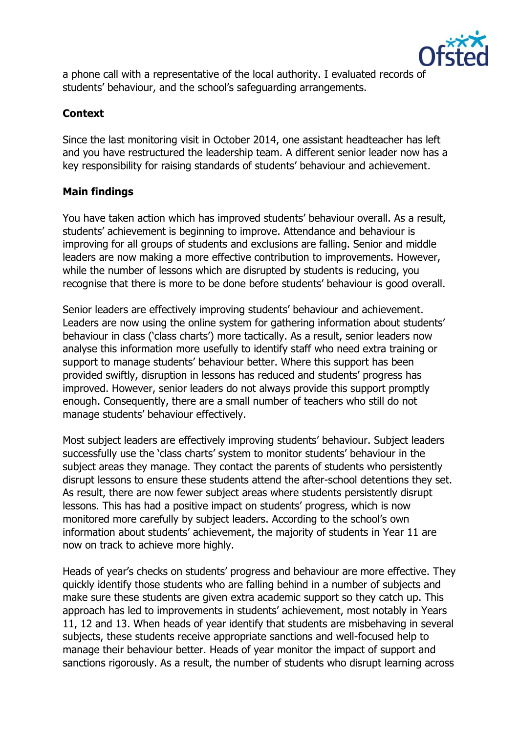a phone call with a representative of the local authority. I evaluated records of students' behaviour, and the school's safeguarding arrangements.

## Context

Since the last monitoring visit in October 2014, one assistant headteacher has left and you have restructured the leadership team. A different senior leader now has a key responsibility for raising standards of students' behaviour and achievement.

## Main findings

You have taken action which has improved students' behaviour overall. As a result, students' achievement is beginning to improve. Attendance and behaviour is improving for all groups of students and exclusions are falling. Senior and middle leaders are now making a more effective contribution to improvements. However, while the number of lessons which are disrupted by students is reducing, you recognise that there is more to be done before students' behaviour is good overall.

Senior leaders are effectively improving students' behaviour and achievement. Leaders are now using the online system for gathering information about students' behaviour in class ('class charts') more tactically. As a result, senior leaders now analyse this information more usefully to identify staff who need extra training or support to manage students' behaviour better. Where this support has been provided swiftly, disruption in lessons has reduced and students' progress has improved. However, senior leaders do not always provide this support promptly enough. Consequently, there are a small number of teachers who still do not manage students' behaviour effectively.

Most subject leaders are effectively improving students' behaviour. Subject leaders successfully use the 'class charts' system to monitor students' behaviour in the subject areas they manage. They contact the parents of students who persistently disrupt lessons to ensure these students attend the after-school detentions they set. As result, there are now fewer subject areas where students persistently disrupt lessons. This has had a positive impact on students' progress, which is now monitored more carefully by subject leaders. According to the school's own information about students' achievement, the majority of students in Year 11 are now on track to achieve more highly.

Heads of year's checks on students' progress and behaviour are more effective. They quickly identify those students who are falling behind in a number of subjects and make sure these students are given extra academic support so they catch up. This approach has led to improvements in students' achievement, most notably in Years 11, 12 and 13. When heads of year identify that students are misbehaving in several subjects, these students receive appropriate sanctions and well-focused help to manage their behaviour better. Heads of year monitor the impact of support and sanctions rigorously. As a result, the number of students who disrupt learning across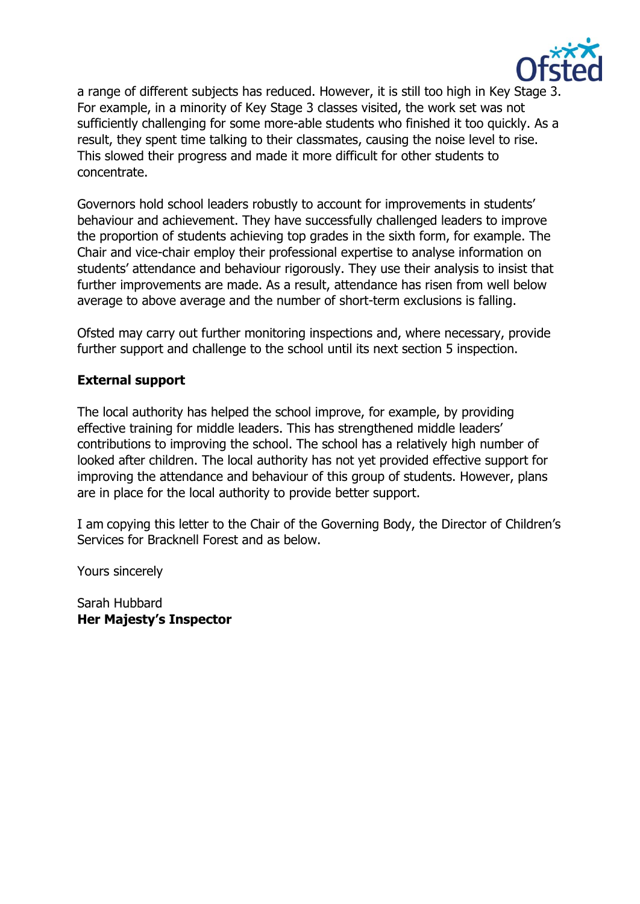a range of different subjects has reduced. However, it is still too high in Key Stage 3. For example, in a minority of Key Stage 3 classes visited, the work set was not sufficiently challenging for some more-able students who finished it too quickly. As a result, they spent time talking to their classmates, causing the noise level to rise. This slowed their progress and made it more difficult for other students to concentrate.

Governors hold school leaders robustly to account for improvements in students' behaviour and achievement. They have successfully challenged leaders to improve the proportion of students achieving top grades in the sixth form, for example. The Chair and vice-chair employ their professional expertise to analyse information on students' attendance and behaviour rigorously. They use their analysis to insist that further improvements are made. As a result, attendance has risen from well below average to above average and the number of short-term exclusions is falling.

Ofsted may carry out further monitoring inspections and, where necessary, provide further support and challenge to the school until its next section 5 inspection.

**External support**

The local authority has helped the school improve, for example, by providing effective training for middle leaders. This has strengthened middle leaders' contributions to improving the school. The school has a relatively high number of looked after children. The local authority has not yet provided effective support for improving the attendance and behaviour of this group of students. However, plans are in place for the local authority to provide better support.

I am copying this letter to the Chair of the Governing Body, the Director of Children's Services for Bracknell Forest and as below.

Yours sincerely

Sarah Hubbard
**Her Majesty's Inspector**